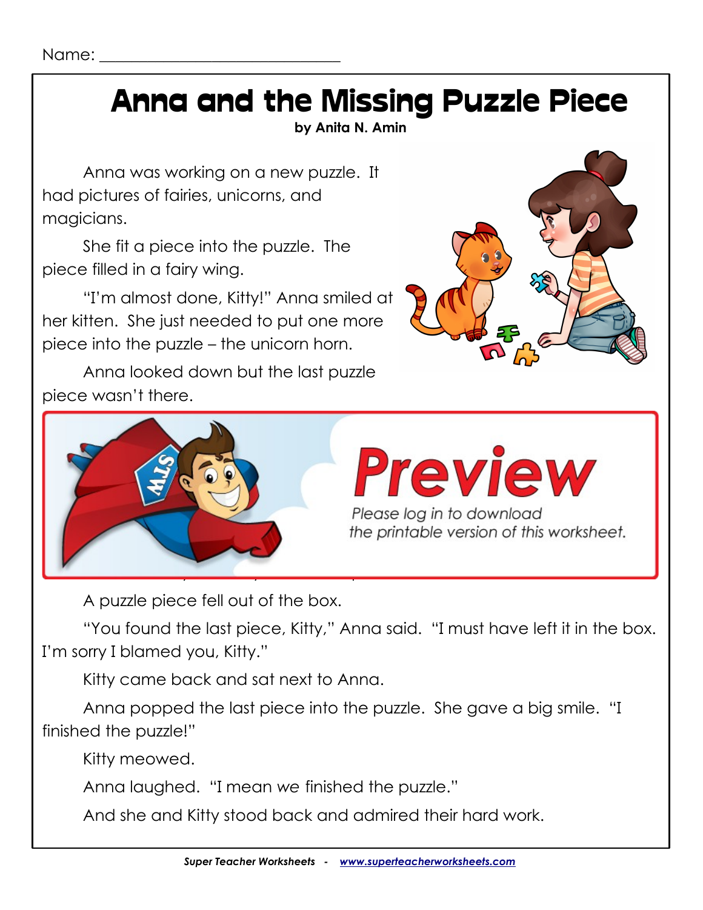Name: ______________________________

# Anna and the Missing Puzzle Piece

**by Anita N. Amin**

Anna was working on a new puzzle. It had pictures of fairies, unicorns, and magicians.

She fit a piece into the puzzle. The piece filled in a fairy wing.

"I'm almost done, Kitty!" Anna smiled at her kitten. She just needed to put one more piece into the puzzle – the unicorn horn.

Anna looked down but the last puzzle piece wasn't there.

**Preview**

*Please log in to download the printable version of this worksheet.*

A puzzle piece fell out of the box.

"You found the last piece, Kitty," Anna said. "I must have left it in the box. I'm sorry I blamed you, Kitty."

Kitty came back and sat next to Anna.

Anna popped the last piece into the puzzle. She gave a big smile. "I finished the puzzle!"

Kitty meowed.

Anna laughed. "I mean *we* finished the puzzle."

And she and Kitty stood back and admired their hard work.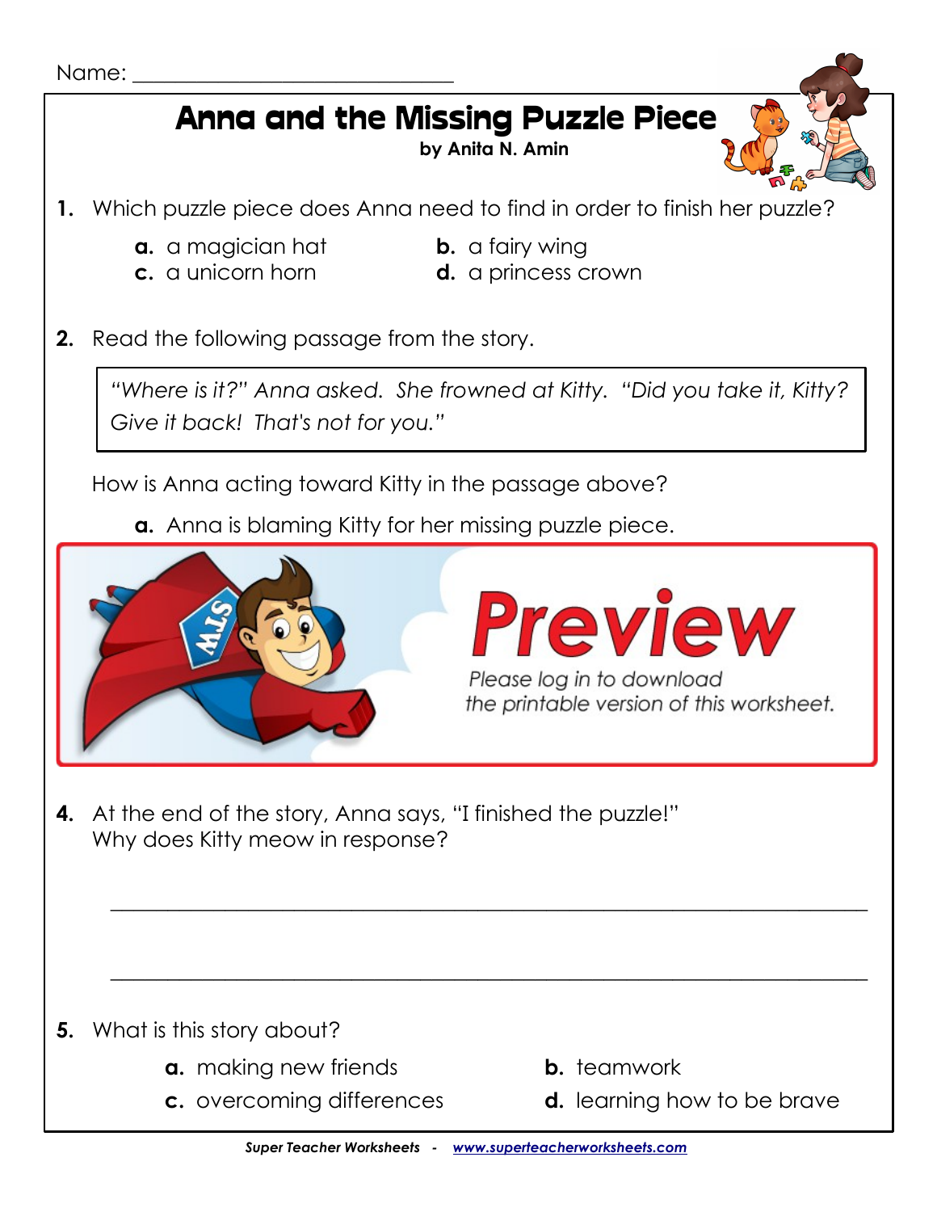Name: ______________________________

# Anna and the Missing Puzzle Piece

**by Anita N. Amin**

**1.** Which puzzle piece does Anna need to find in order to finish her puzzle?

- **a.** a magician hat
- **b.** a fairy wing
- **c.** a unicorn horn
- **d.** a princess crown

**2.** Read the following passage from the story.

> *"Where is it?" Anna asked. She frowned at Kitty. "Did you take it, Kitty? Give it back! That's not for you."*

How is Anna acting toward Kitty in the passage above?

- **a.** Anna is blaming Kitty for her missing puzzle piece.

Preview

Please log in to download the printable version of this worksheet.

**4.** At the end of the story, Anna says, "I finished the puzzle!" Why does Kitty meow in response?

_______________________________________________________________

_______________________________________________________________

**5.** What is this story about?

- **a.** making new friends
- **b.** teamwork
- **c.** overcoming differences
- **d.** learning how to be brave

*Super Teacher Worksheets - www.superteacherworksheets.com*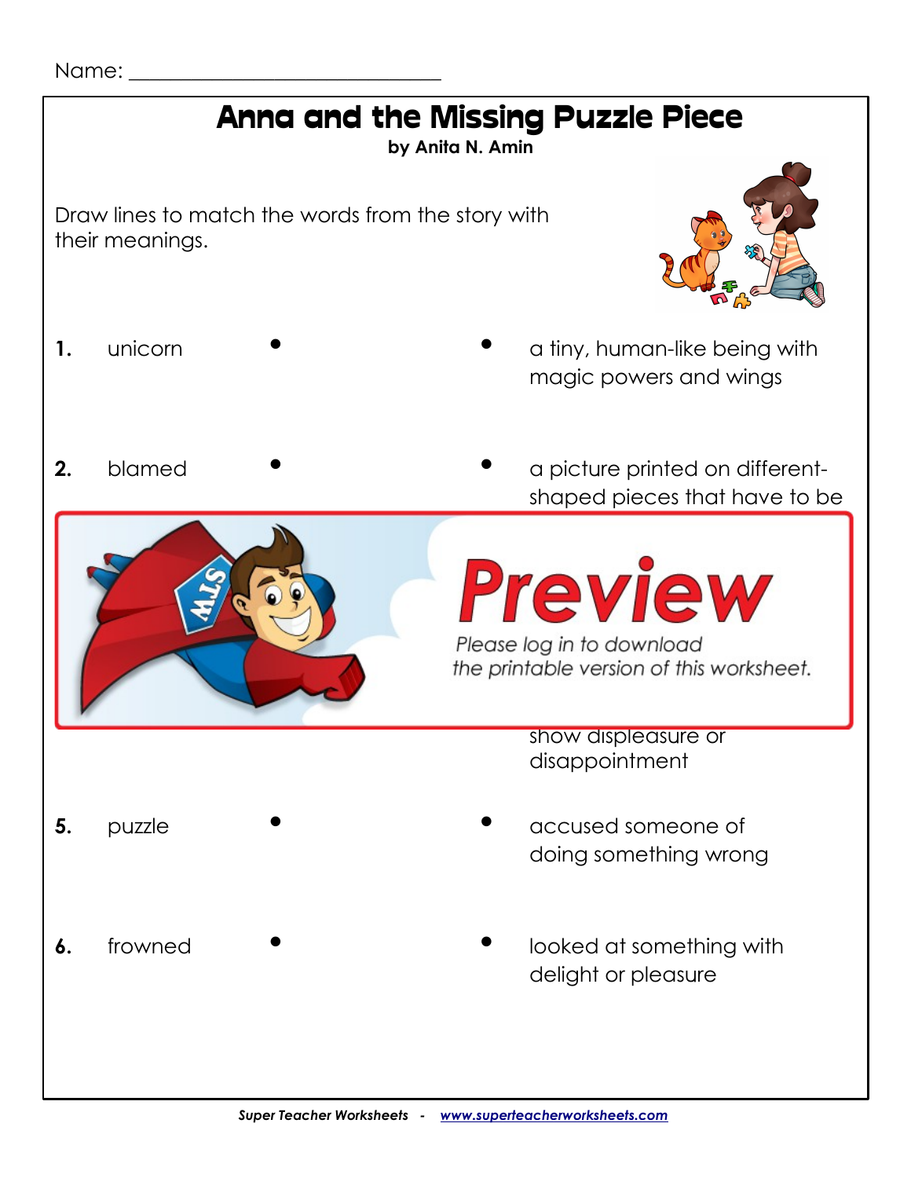Name: ______________________________

# Anna and the Missing Puzzle Piece

**by Anita N. Amin**

Draw lines to match the words from the story with their meanings.

**1.** unicorn • • a tiny, human-like being with magic powers and wings

**2.** blamed • • a picture printed on different-shaped pieces that have to be

Preview

Please log in to download the printable version of this worksheet.

show displeasure or disappointment

**5.** puzzle • • accused someone of doing something wrong

**6.** frowned • • looked at something with delight or pleasure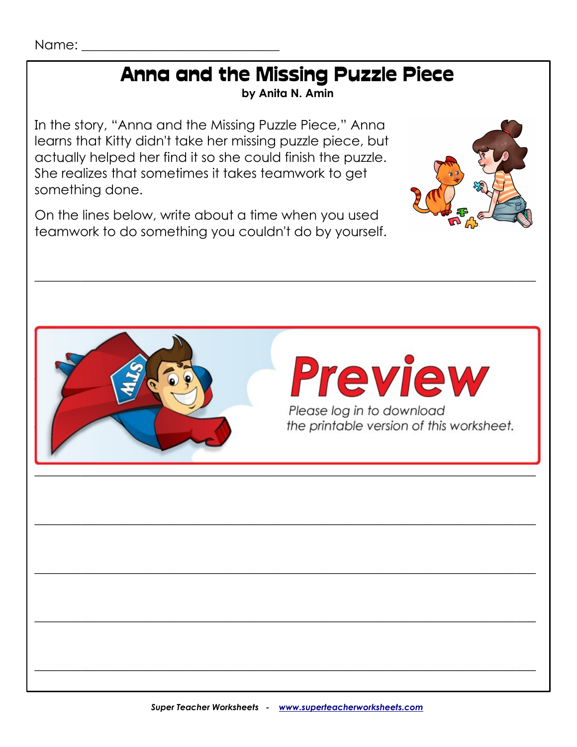Name: ______________________________

# Anna and the Missing Puzzle Piece

**by Anita N. Amin**

In the story, "Anna and the Missing Puzzle Piece," Anna learns that Kitty didn't take her missing puzzle piece, but actually helped her find it so she could finish the puzzle. She realizes that sometimes it takes teamwork to get something done.

On the lines below, write about a time when you used teamwork to do something you couldn't do by yourself.

______________________________________________________________________________

**Preview**

*Please log in to download the printable version of this worksheet.*

______________________________________________________________________________

______________________________________________________________________________

______________________________________________________________________________

______________________________________________________________________________

______________________________________________________________________________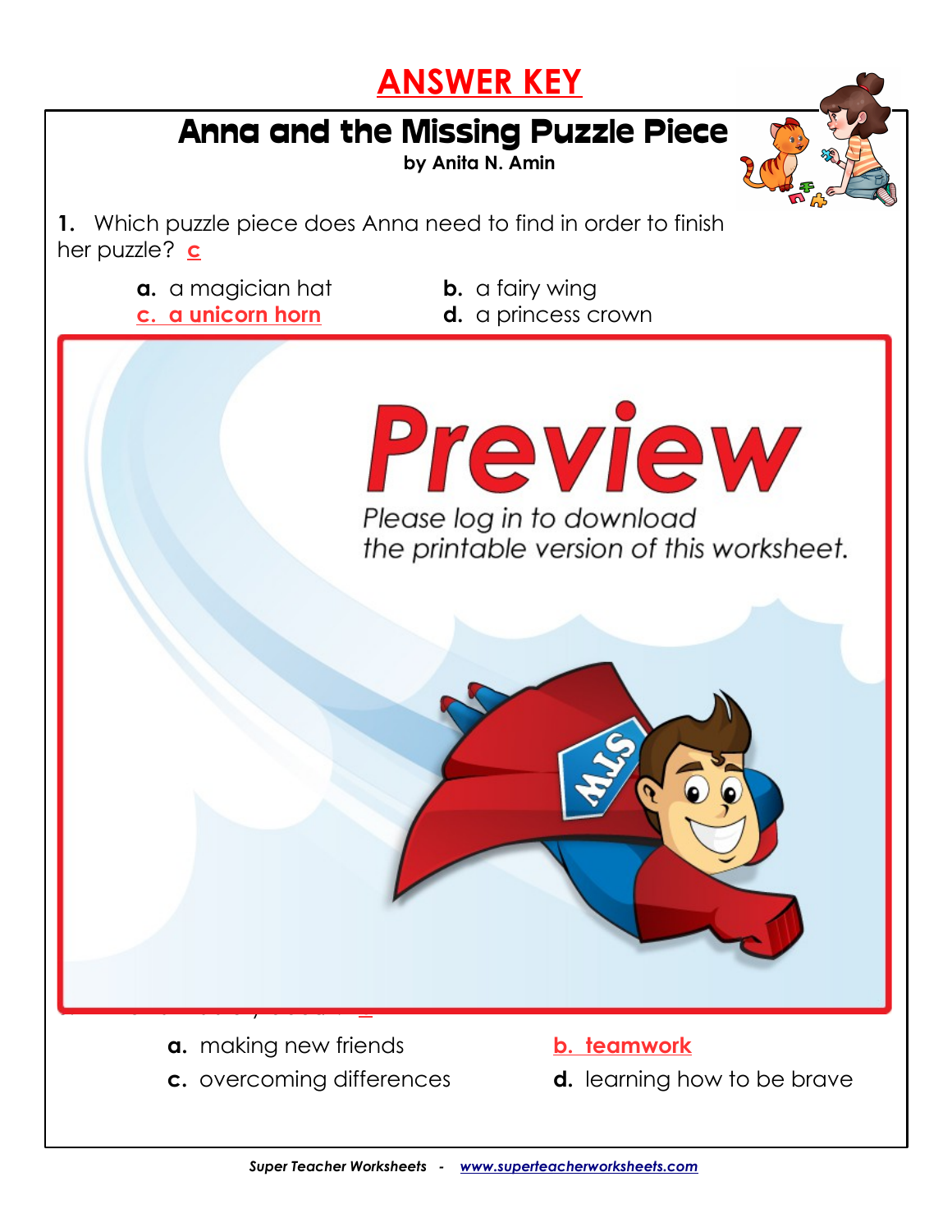# ANSWER KEY

## Anna and the Missing Puzzle Piece

by Anita N. Amin

1. Which puzzle piece does Anna need to find in order to finish her puzzle? c

a. a magician hat
b. a fairy wing
**c. a unicorn horn**
d. a princess crown

Preview

Please log in to download the printable version of this worksheet.

a. making new friends
**b. teamwork**
c. overcoming differences
d. learning how to be brave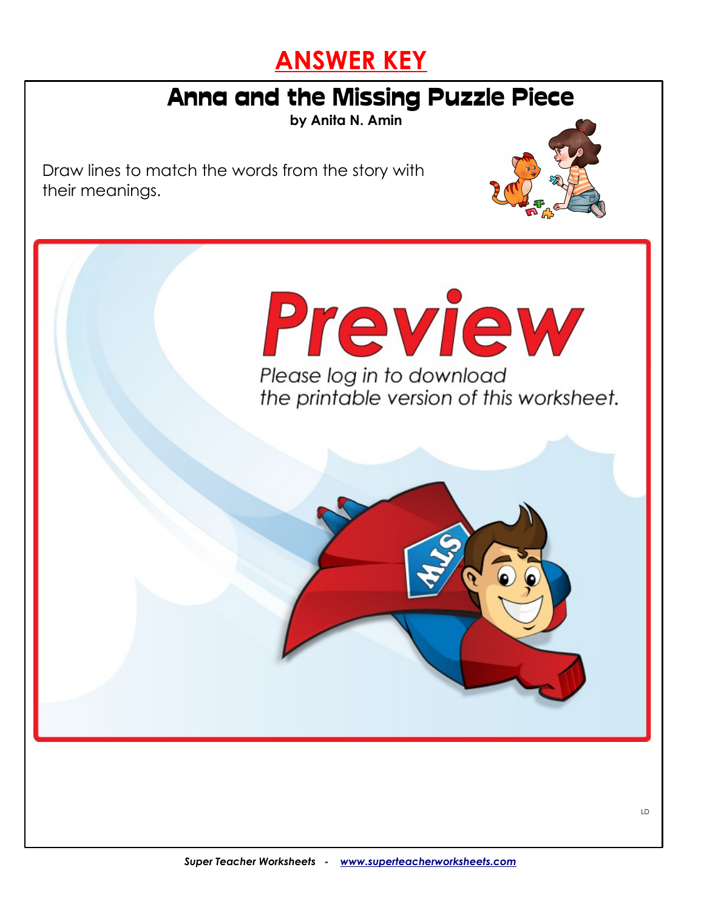# ANSWER KEY

## Anna and the Missing Puzzle Piece

**by Anita N. Amin**

Draw lines to match the words from the story with their meanings.